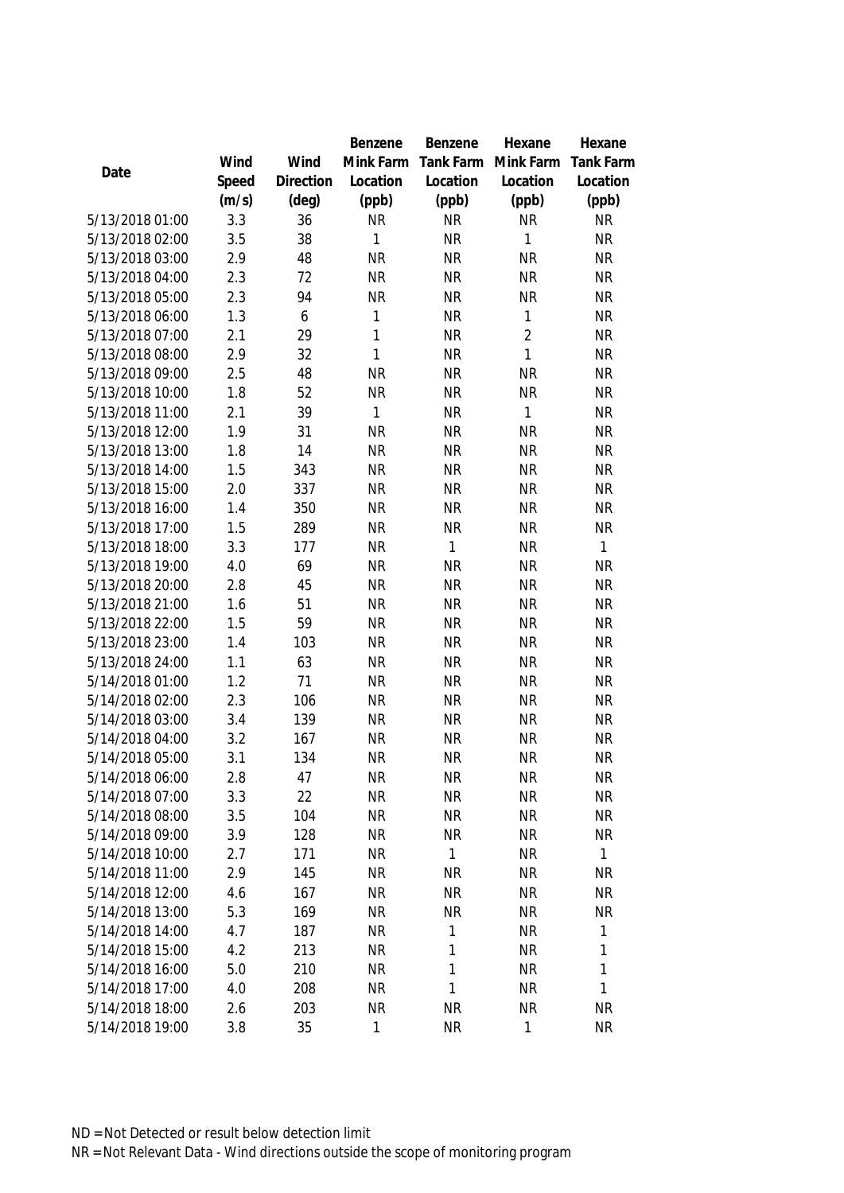| Date | Wind Speed (m/s) | Wind Direction (deg) | Benzene Mink Farm Location (ppb) | Benzene Tank Farm Location (ppb) | Hexane Mink Farm Location (ppb) | Hexane Tank Farm Location (ppb) |
|---|---|---|---|---|---|---|
| 5/13/2018 01:00 | 3.3 | 36 | NR | NR | NR | NR |
| 5/13/2018 02:00 | 3.5 | 38 | 1 | NR | 1 | NR |
| 5/13/2018 03:00 | 2.9 | 48 | NR | NR | NR | NR |
| 5/13/2018 04:00 | 2.3 | 72 | NR | NR | NR | NR |
| 5/13/2018 05:00 | 2.3 | 94 | NR | NR | NR | NR |
| 5/13/2018 06:00 | 1.3 | 6 | 1 | NR | 1 | NR |
| 5/13/2018 07:00 | 2.1 | 29 | 1 | NR | 2 | NR |
| 5/13/2018 08:00 | 2.9 | 32 | 1 | NR | 1 | NR |
| 5/13/2018 09:00 | 2.5 | 48 | NR | NR | NR | NR |
| 5/13/2018 10:00 | 1.8 | 52 | NR | NR | NR | NR |
| 5/13/2018 11:00 | 2.1 | 39 | 1 | NR | 1 | NR |
| 5/13/2018 12:00 | 1.9 | 31 | NR | NR | NR | NR |
| 5/13/2018 13:00 | 1.8 | 14 | NR | NR | NR | NR |
| 5/13/2018 14:00 | 1.5 | 343 | NR | NR | NR | NR |
| 5/13/2018 15:00 | 2.0 | 337 | NR | NR | NR | NR |
| 5/13/2018 16:00 | 1.4 | 350 | NR | NR | NR | NR |
| 5/13/2018 17:00 | 1.5 | 289 | NR | NR | NR | NR |
| 5/13/2018 18:00 | 3.3 | 177 | NR | 1 | NR | 1 |
| 5/13/2018 19:00 | 4.0 | 69 | NR | NR | NR | NR |
| 5/13/2018 20:00 | 2.8 | 45 | NR | NR | NR | NR |
| 5/13/2018 21:00 | 1.6 | 51 | NR | NR | NR | NR |
| 5/13/2018 22:00 | 1.5 | 59 | NR | NR | NR | NR |
| 5/13/2018 23:00 | 1.4 | 103 | NR | NR | NR | NR |
| 5/13/2018 24:00 | 1.1 | 63 | NR | NR | NR | NR |
| 5/14/2018 01:00 | 1.2 | 71 | NR | NR | NR | NR |
| 5/14/2018 02:00 | 2.3 | 106 | NR | NR | NR | NR |
| 5/14/2018 03:00 | 3.4 | 139 | NR | NR | NR | NR |
| 5/14/2018 04:00 | 3.2 | 167 | NR | NR | NR | NR |
| 5/14/2018 05:00 | 3.1 | 134 | NR | NR | NR | NR |
| 5/14/2018 06:00 | 2.8 | 47 | NR | NR | NR | NR |
| 5/14/2018 07:00 | 3.3 | 22 | NR | NR | NR | NR |
| 5/14/2018 08:00 | 3.5 | 104 | NR | NR | NR | NR |
| 5/14/2018 09:00 | 3.9 | 128 | NR | NR | NR | NR |
| 5/14/2018 10:00 | 2.7 | 171 | NR | 1 | NR | 1 |
| 5/14/2018 11:00 | 2.9 | 145 | NR | NR | NR | NR |
| 5/14/2018 12:00 | 4.6 | 167 | NR | NR | NR | NR |
| 5/14/2018 13:00 | 5.3 | 169 | NR | NR | NR | NR |
| 5/14/2018 14:00 | 4.7 | 187 | NR | 1 | NR | 1 |
| 5/14/2018 15:00 | 4.2 | 213 | NR | 1 | NR | 1 |
| 5/14/2018 16:00 | 5.0 | 210 | NR | 1 | NR | 1 |
| 5/14/2018 17:00 | 4.0 | 208 | NR | 1 | NR | 1 |
| 5/14/2018 18:00 | 2.6 | 203 | NR | NR | NR | NR |
| 5/14/2018 19:00 | 3.8 | 35 | 1 | NR | 1 | NR |

ND = Not Detected or result below detection limit

NR = Not Relevant Data - Wind directions outside the scope of monitoring program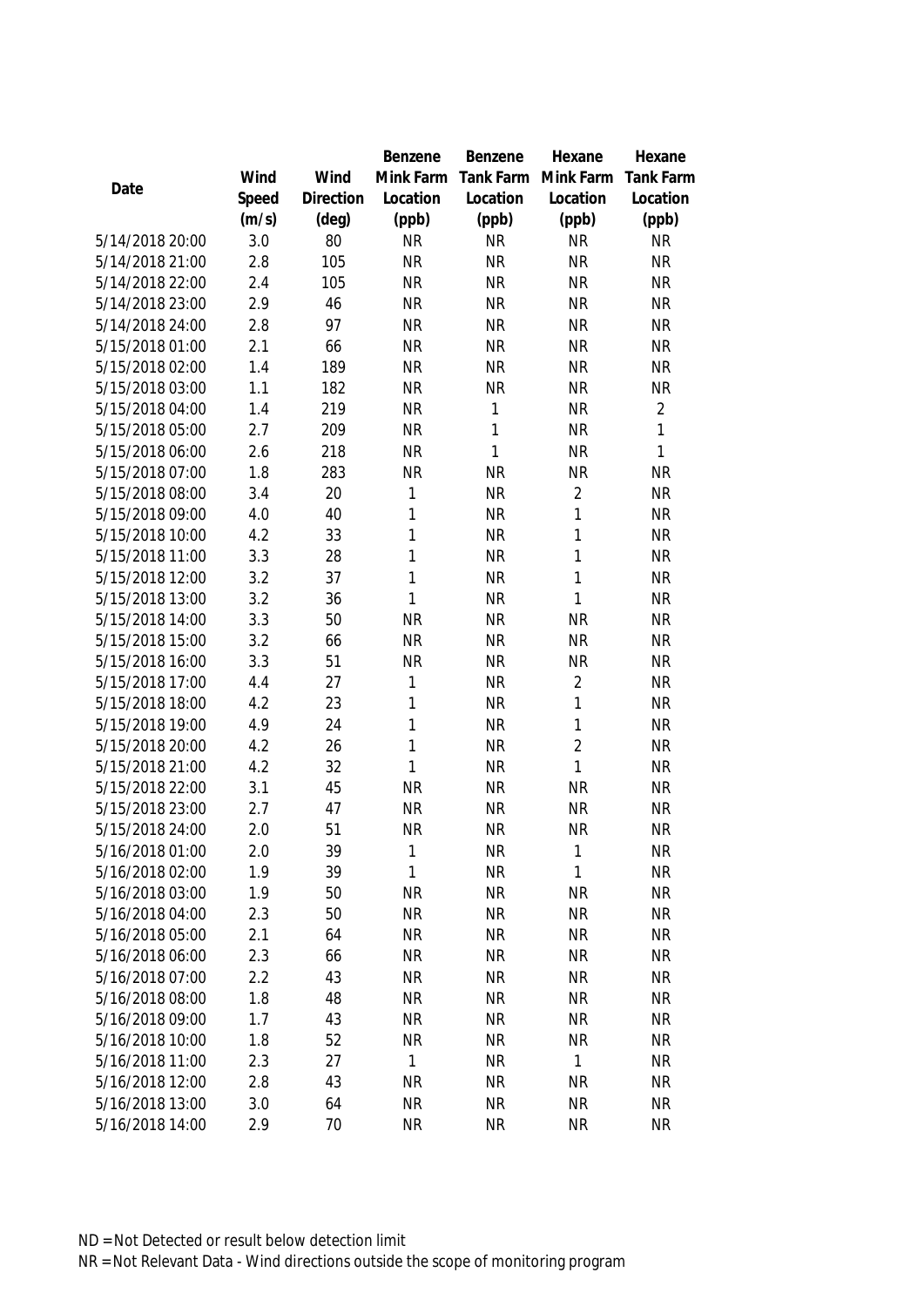| Date | Wind Speed (m/s) | Wind Direction (deg) | Benzene Mink Farm Location (ppb) | Benzene Tank Farm Location (ppb) | Hexane Mink Farm Location (ppb) | Hexane Tank Farm Location (ppb) |
|---|---|---|---|---|---|---|
| 5/14/2018 20:00 | 3.0 | 80 | NR | NR | NR | NR |
| 5/14/2018 21:00 | 2.8 | 105 | NR | NR | NR | NR |
| 5/14/2018 22:00 | 2.4 | 105 | NR | NR | NR | NR |
| 5/14/2018 23:00 | 2.9 | 46 | NR | NR | NR | NR |
| 5/14/2018 24:00 | 2.8 | 97 | NR | NR | NR | NR |
| 5/15/2018 01:00 | 2.1 | 66 | NR | NR | NR | NR |
| 5/15/2018 02:00 | 1.4 | 189 | NR | NR | NR | NR |
| 5/15/2018 03:00 | 1.1 | 182 | NR | NR | NR | NR |
| 5/15/2018 04:00 | 1.4 | 219 | NR | 1 | NR | 2 |
| 5/15/2018 05:00 | 2.7 | 209 | NR | 1 | NR | 1 |
| 5/15/2018 06:00 | 2.6 | 218 | NR | 1 | NR | 1 |
| 5/15/2018 07:00 | 1.8 | 283 | NR | NR | NR | NR |
| 5/15/2018 08:00 | 3.4 | 20 | 1 | NR | 2 | NR |
| 5/15/2018 09:00 | 4.0 | 40 | 1 | NR | 1 | NR |
| 5/15/2018 10:00 | 4.2 | 33 | 1 | NR | 1 | NR |
| 5/15/2018 11:00 | 3.3 | 28 | 1 | NR | 1 | NR |
| 5/15/2018 12:00 | 3.2 | 37 | 1 | NR | 1 | NR |
| 5/15/2018 13:00 | 3.2 | 36 | 1 | NR | 1 | NR |
| 5/15/2018 14:00 | 3.3 | 50 | NR | NR | NR | NR |
| 5/15/2018 15:00 | 3.2 | 66 | NR | NR | NR | NR |
| 5/15/2018 16:00 | 3.3 | 51 | NR | NR | NR | NR |
| 5/15/2018 17:00 | 4.4 | 27 | 1 | NR | 2 | NR |
| 5/15/2018 18:00 | 4.2 | 23 | 1 | NR | 1 | NR |
| 5/15/2018 19:00 | 4.9 | 24 | 1 | NR | 1 | NR |
| 5/15/2018 20:00 | 4.2 | 26 | 1 | NR | 2 | NR |
| 5/15/2018 21:00 | 4.2 | 32 | 1 | NR | 1 | NR |
| 5/15/2018 22:00 | 3.1 | 45 | NR | NR | NR | NR |
| 5/15/2018 23:00 | 2.7 | 47 | NR | NR | NR | NR |
| 5/15/2018 24:00 | 2.0 | 51 | NR | NR | NR | NR |
| 5/16/2018 01:00 | 2.0 | 39 | 1 | NR | 1 | NR |
| 5/16/2018 02:00 | 1.9 | 39 | 1 | NR | 1 | NR |
| 5/16/2018 03:00 | 1.9 | 50 | NR | NR | NR | NR |
| 5/16/2018 04:00 | 2.3 | 50 | NR | NR | NR | NR |
| 5/16/2018 05:00 | 2.1 | 64 | NR | NR | NR | NR |
| 5/16/2018 06:00 | 2.3 | 66 | NR | NR | NR | NR |
| 5/16/2018 07:00 | 2.2 | 43 | NR | NR | NR | NR |
| 5/16/2018 08:00 | 1.8 | 48 | NR | NR | NR | NR |
| 5/16/2018 09:00 | 1.7 | 43 | NR | NR | NR | NR |
| 5/16/2018 10:00 | 1.8 | 52 | NR | NR | NR | NR |
| 5/16/2018 11:00 | 2.3 | 27 | 1 | NR | 1 | NR |
| 5/16/2018 12:00 | 2.8 | 43 | NR | NR | NR | NR |
| 5/16/2018 13:00 | 3.0 | 64 | NR | NR | NR | NR |
| 5/16/2018 14:00 | 2.9 | 70 | NR | NR | NR | NR |

ND = Not Detected or result below detection limit
NR = Not Relevant Data - Wind directions outside the scope of monitoring program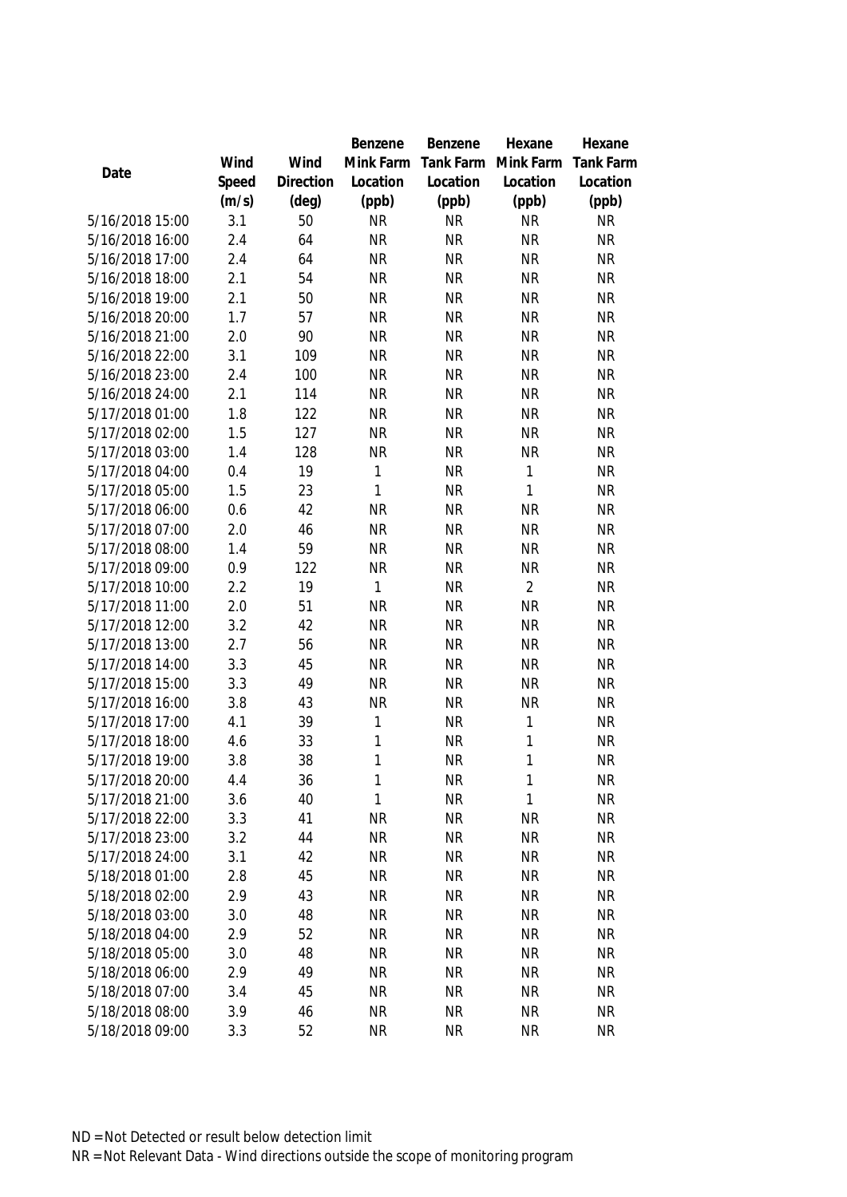| Date | Wind Speed (m/s) | Wind Direction (deg) | Benzene Mink Farm Location (ppb) | Benzene Tank Farm Location (ppb) | Hexane Mink Farm Location (ppb) | Hexane Tank Farm Location (ppb) |
|---|---|---|---|---|---|---|
| 5/16/2018 15:00 | 3.1 | 50 | NR | NR | NR | NR |
| 5/16/2018 16:00 | 2.4 | 64 | NR | NR | NR | NR |
| 5/16/2018 17:00 | 2.4 | 64 | NR | NR | NR | NR |
| 5/16/2018 18:00 | 2.1 | 54 | NR | NR | NR | NR |
| 5/16/2018 19:00 | 2.1 | 50 | NR | NR | NR | NR |
| 5/16/2018 20:00 | 1.7 | 57 | NR | NR | NR | NR |
| 5/16/2018 21:00 | 2.0 | 90 | NR | NR | NR | NR |
| 5/16/2018 22:00 | 3.1 | 109 | NR | NR | NR | NR |
| 5/16/2018 23:00 | 2.4 | 100 | NR | NR | NR | NR |
| 5/16/2018 24:00 | 2.1 | 114 | NR | NR | NR | NR |
| 5/17/2018 01:00 | 1.8 | 122 | NR | NR | NR | NR |
| 5/17/2018 02:00 | 1.5 | 127 | NR | NR | NR | NR |
| 5/17/2018 03:00 | 1.4 | 128 | NR | NR | NR | NR |
| 5/17/2018 04:00 | 0.4 | 19 | 1 | NR | 1 | NR |
| 5/17/2018 05:00 | 1.5 | 23 | 1 | NR | 1 | NR |
| 5/17/2018 06:00 | 0.6 | 42 | NR | NR | NR | NR |
| 5/17/2018 07:00 | 2.0 | 46 | NR | NR | NR | NR |
| 5/17/2018 08:00 | 1.4 | 59 | NR | NR | NR | NR |
| 5/17/2018 09:00 | 0.9 | 122 | NR | NR | NR | NR |
| 5/17/2018 10:00 | 2.2 | 19 | 1 | NR | 2 | NR |
| 5/17/2018 11:00 | 2.0 | 51 | NR | NR | NR | NR |
| 5/17/2018 12:00 | 3.2 | 42 | NR | NR | NR | NR |
| 5/17/2018 13:00 | 2.7 | 56 | NR | NR | NR | NR |
| 5/17/2018 14:00 | 3.3 | 45 | NR | NR | NR | NR |
| 5/17/2018 15:00 | 3.3 | 49 | NR | NR | NR | NR |
| 5/17/2018 16:00 | 3.8 | 43 | NR | NR | NR | NR |
| 5/17/2018 17:00 | 4.1 | 39 | 1 | NR | 1 | NR |
| 5/17/2018 18:00 | 4.6 | 33 | 1 | NR | 1 | NR |
| 5/17/2018 19:00 | 3.8 | 38 | 1 | NR | 1 | NR |
| 5/17/2018 20:00 | 4.4 | 36 | 1 | NR | 1 | NR |
| 5/17/2018 21:00 | 3.6 | 40 | 1 | NR | 1 | NR |
| 5/17/2018 22:00 | 3.3 | 41 | NR | NR | NR | NR |
| 5/17/2018 23:00 | 3.2 | 44 | NR | NR | NR | NR |
| 5/17/2018 24:00 | 3.1 | 42 | NR | NR | NR | NR |
| 5/18/2018 01:00 | 2.8 | 45 | NR | NR | NR | NR |
| 5/18/2018 02:00 | 2.9 | 43 | NR | NR | NR | NR |
| 5/18/2018 03:00 | 3.0 | 48 | NR | NR | NR | NR |
| 5/18/2018 04:00 | 2.9 | 52 | NR | NR | NR | NR |
| 5/18/2018 05:00 | 3.0 | 48 | NR | NR | NR | NR |
| 5/18/2018 06:00 | 2.9 | 49 | NR | NR | NR | NR |
| 5/18/2018 07:00 | 3.4 | 45 | NR | NR | NR | NR |
| 5/18/2018 08:00 | 3.9 | 46 | NR | NR | NR | NR |
| 5/18/2018 09:00 | 3.3 | 52 | NR | NR | NR | NR |

ND = Not Detected or result below detection limit

NR = Not Relevant Data - Wind directions outside the scope of monitoring program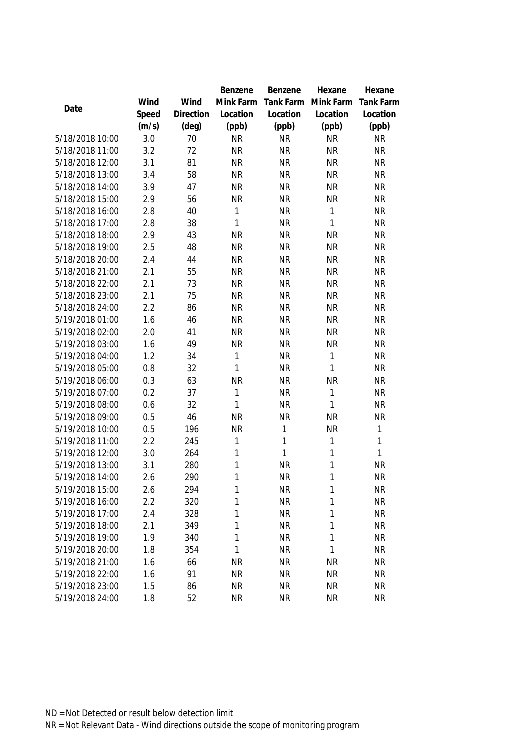| Date | Wind Speed (m/s) | Wind Direction (deg) | Benzene Mink Farm Location (ppb) | Benzene Tank Farm Location (ppb) | Hexane Mink Farm Location (ppb) | Hexane Tank Farm Location (ppb) |
|---|---|---|---|---|---|---|
| 5/18/2018 10:00 | 3.0 | 70 | NR | NR | NR | NR |
| 5/18/2018 11:00 | 3.2 | 72 | NR | NR | NR | NR |
| 5/18/2018 12:00 | 3.1 | 81 | NR | NR | NR | NR |
| 5/18/2018 13:00 | 3.4 | 58 | NR | NR | NR | NR |
| 5/18/2018 14:00 | 3.9 | 47 | NR | NR | NR | NR |
| 5/18/2018 15:00 | 2.9 | 56 | NR | NR | NR | NR |
| 5/18/2018 16:00 | 2.8 | 40 | 1 | NR | 1 | NR |
| 5/18/2018 17:00 | 2.8 | 38 | 1 | NR | 1 | NR |
| 5/18/2018 18:00 | 2.9 | 43 | NR | NR | NR | NR |
| 5/18/2018 19:00 | 2.5 | 48 | NR | NR | NR | NR |
| 5/18/2018 20:00 | 2.4 | 44 | NR | NR | NR | NR |
| 5/18/2018 21:00 | 2.1 | 55 | NR | NR | NR | NR |
| 5/18/2018 22:00 | 2.1 | 73 | NR | NR | NR | NR |
| 5/18/2018 23:00 | 2.1 | 75 | NR | NR | NR | NR |
| 5/18/2018 24:00 | 2.2 | 86 | NR | NR | NR | NR |
| 5/19/2018 01:00 | 1.6 | 46 | NR | NR | NR | NR |
| 5/19/2018 02:00 | 2.0 | 41 | NR | NR | NR | NR |
| 5/19/2018 03:00 | 1.6 | 49 | NR | NR | NR | NR |
| 5/19/2018 04:00 | 1.2 | 34 | 1 | NR | 1 | NR |
| 5/19/2018 05:00 | 0.8 | 32 | 1 | NR | 1 | NR |
| 5/19/2018 06:00 | 0.3 | 63 | NR | NR | NR | NR |
| 5/19/2018 07:00 | 0.2 | 37 | 1 | NR | 1 | NR |
| 5/19/2018 08:00 | 0.6 | 32 | 1 | NR | 1 | NR |
| 5/19/2018 09:00 | 0.5 | 46 | NR | NR | NR | NR |
| 5/19/2018 10:00 | 0.5 | 196 | NR | 1 | NR | 1 |
| 5/19/2018 11:00 | 2.2 | 245 | 1 | 1 | 1 | 1 |
| 5/19/2018 12:00 | 3.0 | 264 | 1 | 1 | 1 | 1 |
| 5/19/2018 13:00 | 3.1 | 280 | 1 | NR | 1 | NR |
| 5/19/2018 14:00 | 2.6 | 290 | 1 | NR | 1 | NR |
| 5/19/2018 15:00 | 2.6 | 294 | 1 | NR | 1 | NR |
| 5/19/2018 16:00 | 2.2 | 320 | 1 | NR | 1 | NR |
| 5/19/2018 17:00 | 2.4 | 328 | 1 | NR | 1 | NR |
| 5/19/2018 18:00 | 2.1 | 349 | 1 | NR | 1 | NR |
| 5/19/2018 19:00 | 1.9 | 340 | 1 | NR | 1 | NR |
| 5/19/2018 20:00 | 1.8 | 354 | 1 | NR | 1 | NR |
| 5/19/2018 21:00 | 1.6 | 66 | NR | NR | NR | NR |
| 5/19/2018 22:00 | 1.6 | 91 | NR | NR | NR | NR |
| 5/19/2018 23:00 | 1.5 | 86 | NR | NR | NR | NR |
| 5/19/2018 24:00 | 1.8 | 52 | NR | NR | NR | NR |

ND = Not Detected or result below detection limit

NR = Not Relevant Data - Wind directions outside the scope of monitoring program